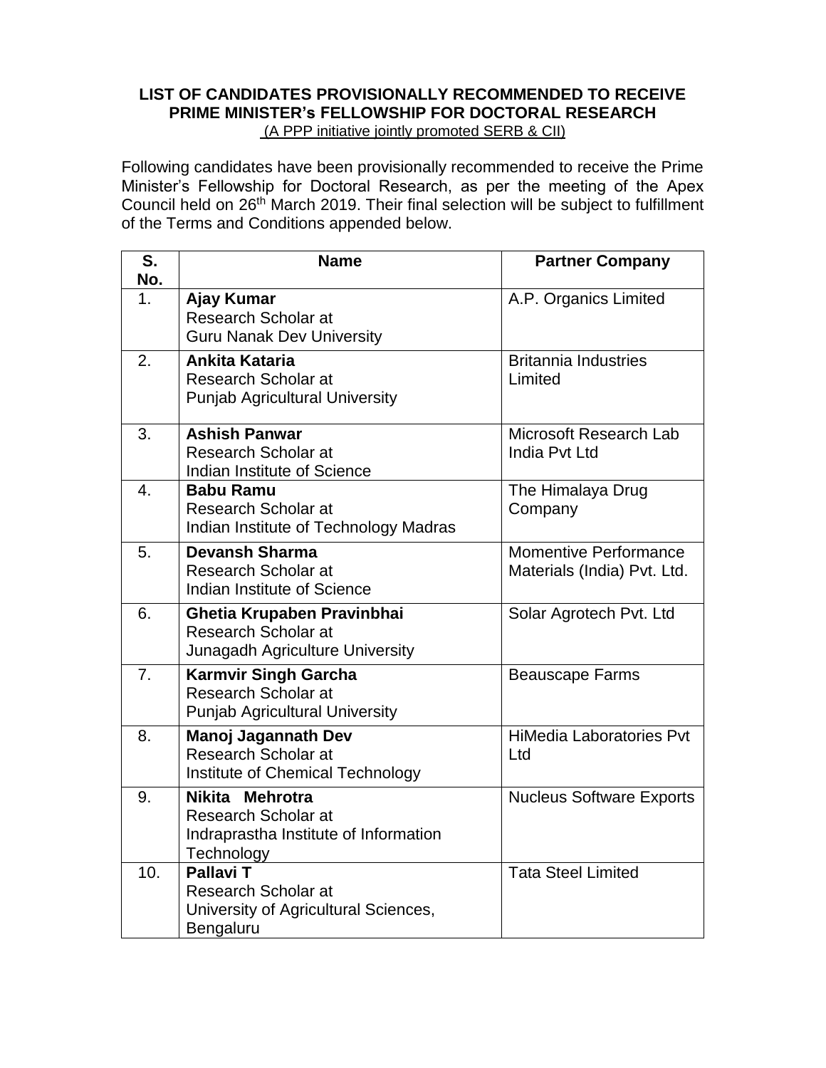**LIST OF CANDIDATES PROVISIONALLY RECOMMENDED TO RECEIVE PRIME MINISTER's FELLOWSHIP FOR DOCTORAL RESEARCH**

(A PPP initiative jointly promoted SERB & CII)

Following candidates have been provisionally recommended to receive the Prime Minister's Fellowship for Doctoral Research, as per the meeting of the Apex Council held on 26th March 2019. Their final selection will be subject to fulfillment of the Terms and Conditions appended below.

| S. No. | Name | Partner Company |
|---|---|---|
| 1. | **Ajay Kumar**<br>Research Scholar at<br>Guru Nanak Dev University | A.P. Organics Limited |
| 2. | **Ankita Kataria**<br>Research Scholar at<br>Punjab Agricultural University | Britannia Industries Limited |
| 3. | **Ashish Panwar**<br>Research Scholar at<br>Indian Institute of Science | Microsoft Research Lab India Pvt Ltd |
| 4. | **Babu Ramu**<br>Research Scholar at<br>Indian Institute of Technology Madras | The Himalaya Drug Company |
| 5. | **Devansh Sharma**<br>Research Scholar at<br>Indian Institute of Science | Momentive Performance Materials (India) Pvt. Ltd. |
| 6. | **Ghetia Krupaben Pravinbhai**<br>Research Scholar at<br>Junagadh Agriculture University | Solar Agrotech Pvt. Ltd |
| 7. | **Karmvir Singh Garcha**<br>Research Scholar at<br>Punjab Agricultural University | Beauscape Farms |
| 8. | **Manoj Jagannath Dev**<br>Research Scholar at<br>Institute of Chemical Technology | HiMedia Laboratories Pvt Ltd |
| 9. | **Nikita Mehrotra**<br>Research Scholar at<br>Indraprastha Institute of Information Technology | Nucleus Software Exports |
| 10. | **Pallavi T**<br>Research Scholar at<br>University of Agricultural Sciences, Bengaluru | Tata Steel Limited |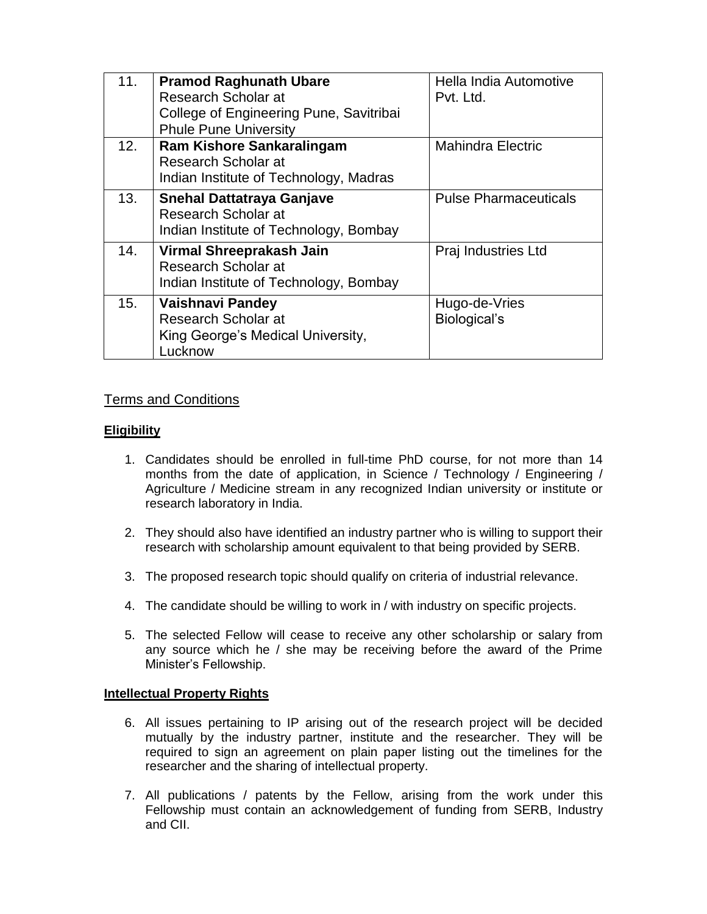| | | |
|---|---|---|
| 11. | **Pramod Raghunath Ubare**<br>Research Scholar at<br>College of Engineering Pune, Savitribai Phule Pune University | Hella India Automotive Pvt. Ltd. |
| 12. | **Ram Kishore Sankaralingam**<br>Research Scholar at<br>Indian Institute of Technology, Madras | Mahindra Electric |
| 13. | **Snehal Dattatraya Ganjave**<br>Research Scholar at<br>Indian Institute of Technology, Bombay | Pulse Pharmaceuticals |
| 14. | **Virmal Shreeprakash Jain**<br>Research Scholar at<br>Indian Institute of Technology, Bombay | Praj Industries Ltd |
| 15. | **Vaishnavi Pandey**<br>Research Scholar at<br>King George's Medical University, Lucknow | Hugo-de-Vries Biological's |

## Terms and Conditions

### Eligibility

1. Candidates should be enrolled in full-time PhD course, for not more than 14 months from the date of application, in Science / Technology / Engineering / Agriculture / Medicine stream in any recognized Indian university or institute or research laboratory in India.

2. They should also have identified an industry partner who is willing to support their research with scholarship amount equivalent to that being provided by SERB.

3. The proposed research topic should qualify on criteria of industrial relevance.

4. The candidate should be willing to work in / with industry on specific projects.

5. The selected Fellow will cease to receive any other scholarship or salary from any source which he / she may be receiving before the award of the Prime Minister's Fellowship.

### Intellectual Property Rights

6. All issues pertaining to IP arising out of the research project will be decided mutually by the industry partner, institute and the researcher. They will be required to sign an agreement on plain paper listing out the timelines for the researcher and the sharing of intellectual property.

7. All publications / patents by the Fellow, arising from the work under this Fellowship must contain an acknowledgement of funding from SERB, Industry and CII.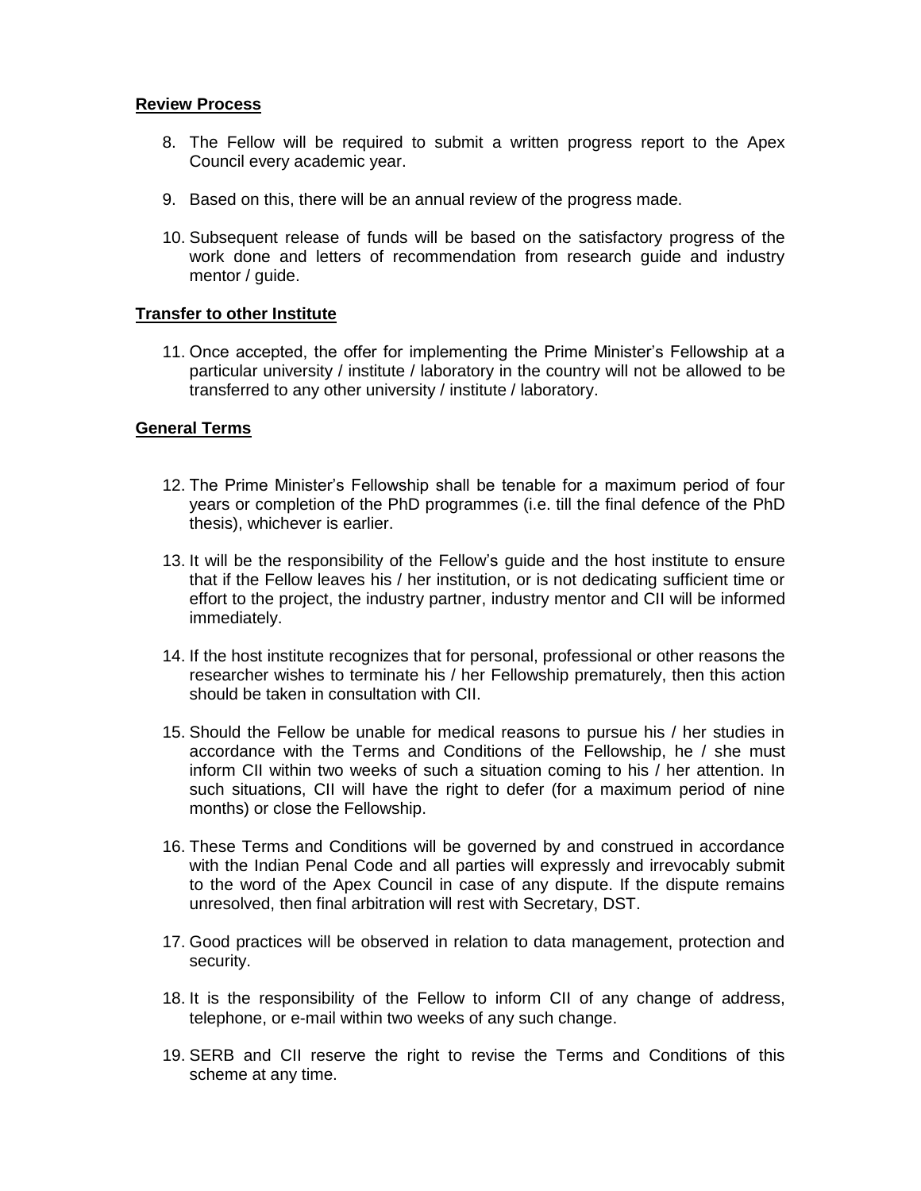**Review Process**

8. The Fellow will be required to submit a written progress report to the Apex Council every academic year.

9. Based on this, there will be an annual review of the progress made.

10. Subsequent release of funds will be based on the satisfactory progress of the work done and letters of recommendation from research guide and industry mentor / guide.

**Transfer to other Institute**

11. Once accepted, the offer for implementing the Prime Minister's Fellowship at a particular university / institute / laboratory in the country will not be allowed to be transferred to any other university / institute / laboratory.

**General Terms**

12. The Prime Minister's Fellowship shall be tenable for a maximum period of four years or completion of the PhD programmes (i.e. till the final defence of the PhD thesis), whichever is earlier.

13. It will be the responsibility of the Fellow's guide and the host institute to ensure that if the Fellow leaves his / her institution, or is not dedicating sufficient time or effort to the project, the industry partner, industry mentor and CII will be informed immediately.

14. If the host institute recognizes that for personal, professional or other reasons the researcher wishes to terminate his / her Fellowship prematurely, then this action should be taken in consultation with CII.

15. Should the Fellow be unable for medical reasons to pursue his / her studies in accordance with the Terms and Conditions of the Fellowship, he / she must inform CII within two weeks of such a situation coming to his / her attention. In such situations, CII will have the right to defer (for a maximum period of nine months) or close the Fellowship.

16. These Terms and Conditions will be governed by and construed in accordance with the Indian Penal Code and all parties will expressly and irrevocably submit to the word of the Apex Council in case of any dispute. If the dispute remains unresolved, then final arbitration will rest with Secretary, DST.

17. Good practices will be observed in relation to data management, protection and security.

18. It is the responsibility of the Fellow to inform CII of any change of address, telephone, or e-mail within two weeks of any such change.

19. SERB and CII reserve the right to revise the Terms and Conditions of this scheme at any time.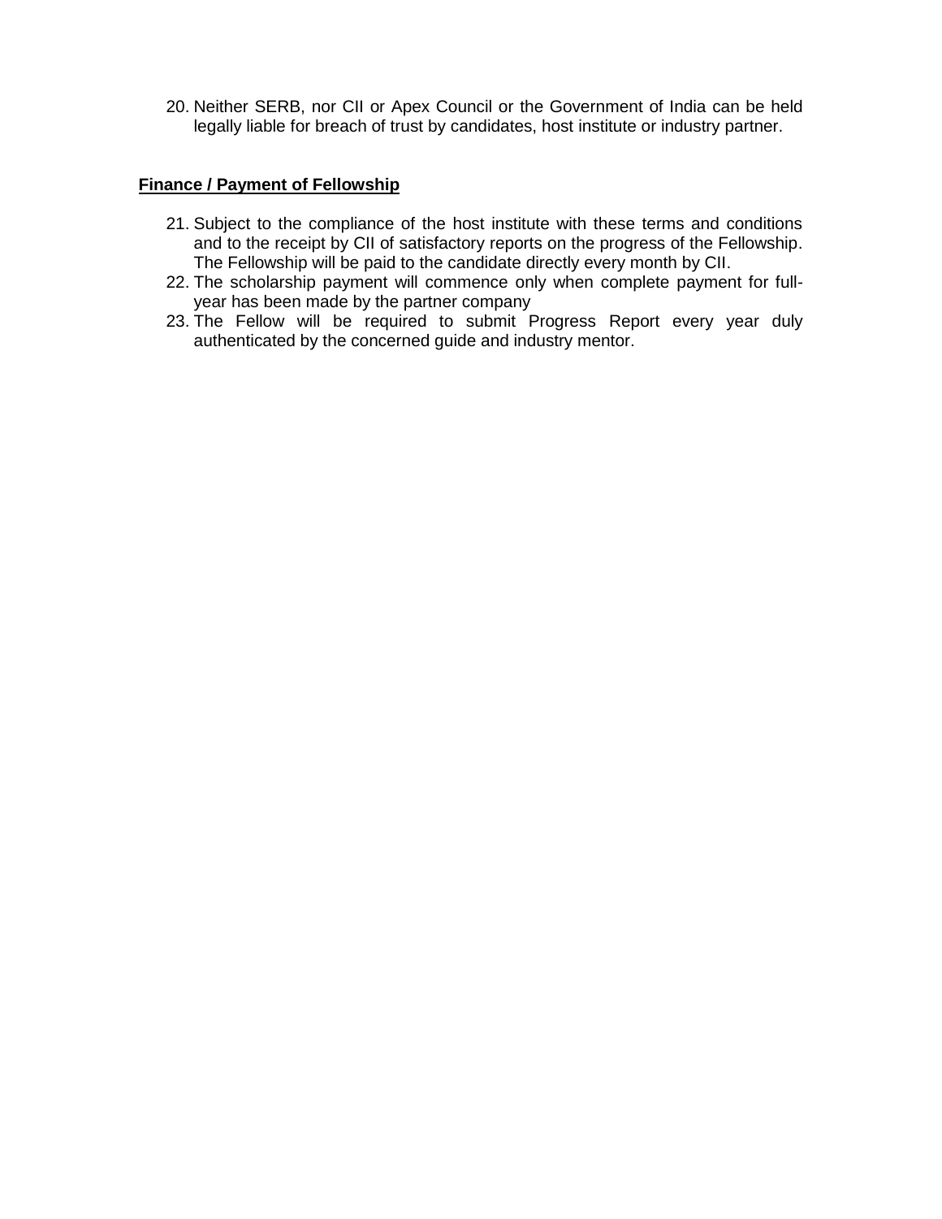20. Neither SERB, nor CII or Apex Council or the Government of India can be held legally liable for breach of trust by candidates, host institute or industry partner.

**Finance / Payment of Fellowship**

21. Subject to the compliance of the host institute with these terms and conditions and to the receipt by CII of satisfactory reports on the progress of the Fellowship. The Fellowship will be paid to the candidate directly every month by CII.
22. The scholarship payment will commence only when complete payment for full-year has been made by the partner company
23. The Fellow will be required to submit Progress Report every year duly authenticated by the concerned guide and industry mentor.